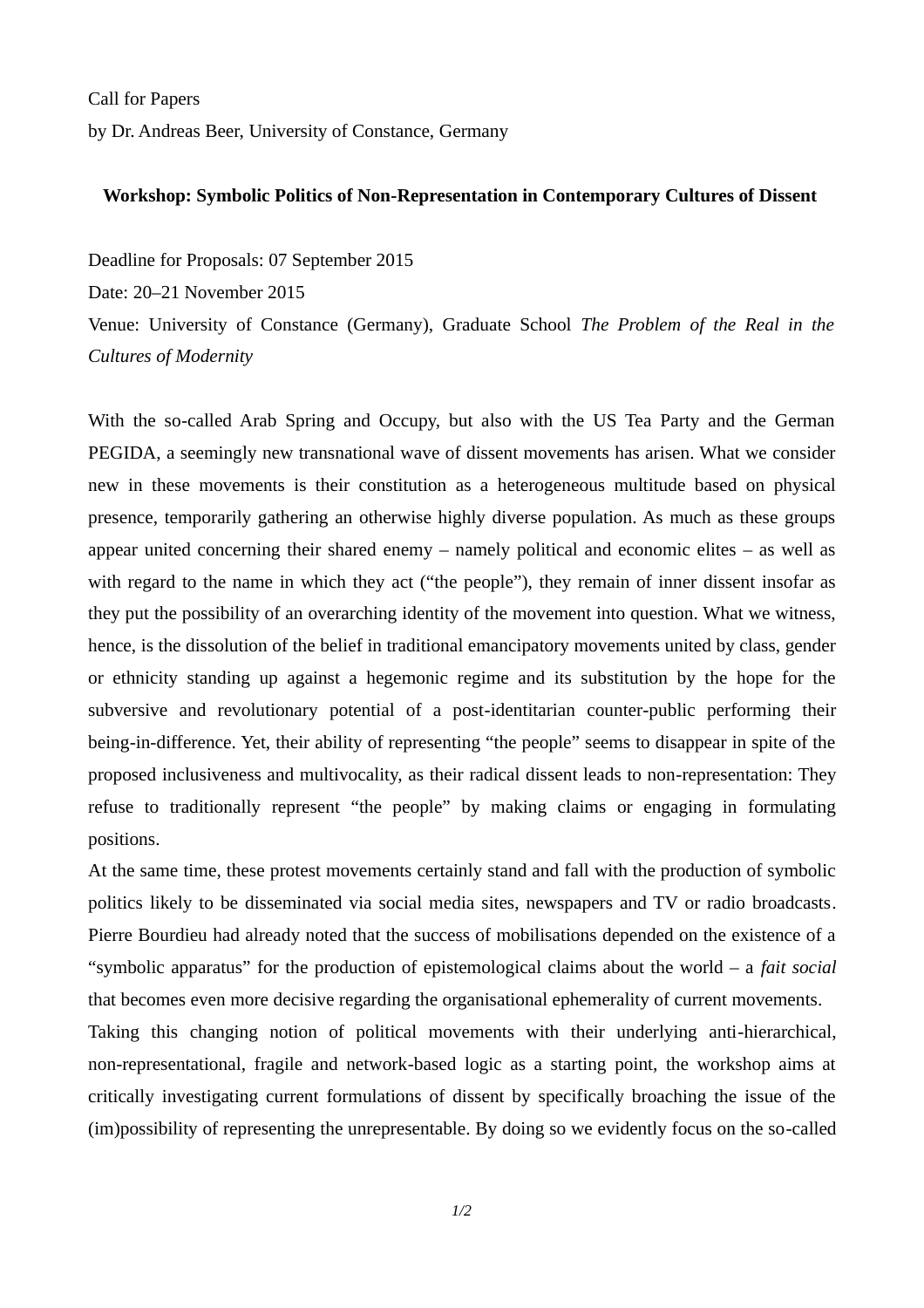Call for Papers

by Dr. Andreas Beer, University of Constance, Germany

**Workshop: Symbolic Politics of Non-Representation in Contemporary Cultures of Dissent**

Deadline for Proposals: 07 September 2015

Date: 20–21 November 2015

Venue: University of Constance (Germany), Graduate School *The Problem of the Real in the Cultures of Modernity*

With the so-called Arab Spring and Occupy, but also with the US Tea Party and the German PEGIDA, a seemingly new transnational wave of dissent movements has arisen. What we consider new in these movements is their constitution as a heterogeneous multitude based on physical presence, temporarily gathering an otherwise highly diverse population. As much as these groups appear united concerning their shared enemy – namely political and economic elites – as well as with regard to the name in which they act ("the people"), they remain of inner dissent insofar as they put the possibility of an overarching identity of the movement into question. What we witness, hence, is the dissolution of the belief in traditional emancipatory movements united by class, gender or ethnicity standing up against a hegemonic regime and its substitution by the hope for the subversive and revolutionary potential of a post-identitarian counter-public performing their being-in-difference. Yet, their ability of representing "the people" seems to disappear in spite of the proposed inclusiveness and multivocality, as their radical dissent leads to non-representation: They refuse to traditionally represent "the people" by making claims or engaging in formulating positions.

At the same time, these protest movements certainly stand and fall with the production of symbolic politics likely to be disseminated via social media sites, newspapers and TV or radio broadcasts. Pierre Bourdieu had already noted that the success of mobilisations depended on the existence of a "symbolic apparatus" for the production of epistemological claims about the world – a *fait social* that becomes even more decisive regarding the organisational ephemerality of current movements.

Taking this changing notion of political movements with their underlying anti-hierarchical, non-representational, fragile and network-based logic as a starting point, the workshop aims at critically investigating current formulations of dissent by specifically broaching the issue of the (im)possibility of representing the unrepresentable. By doing so we evidently focus on the so-called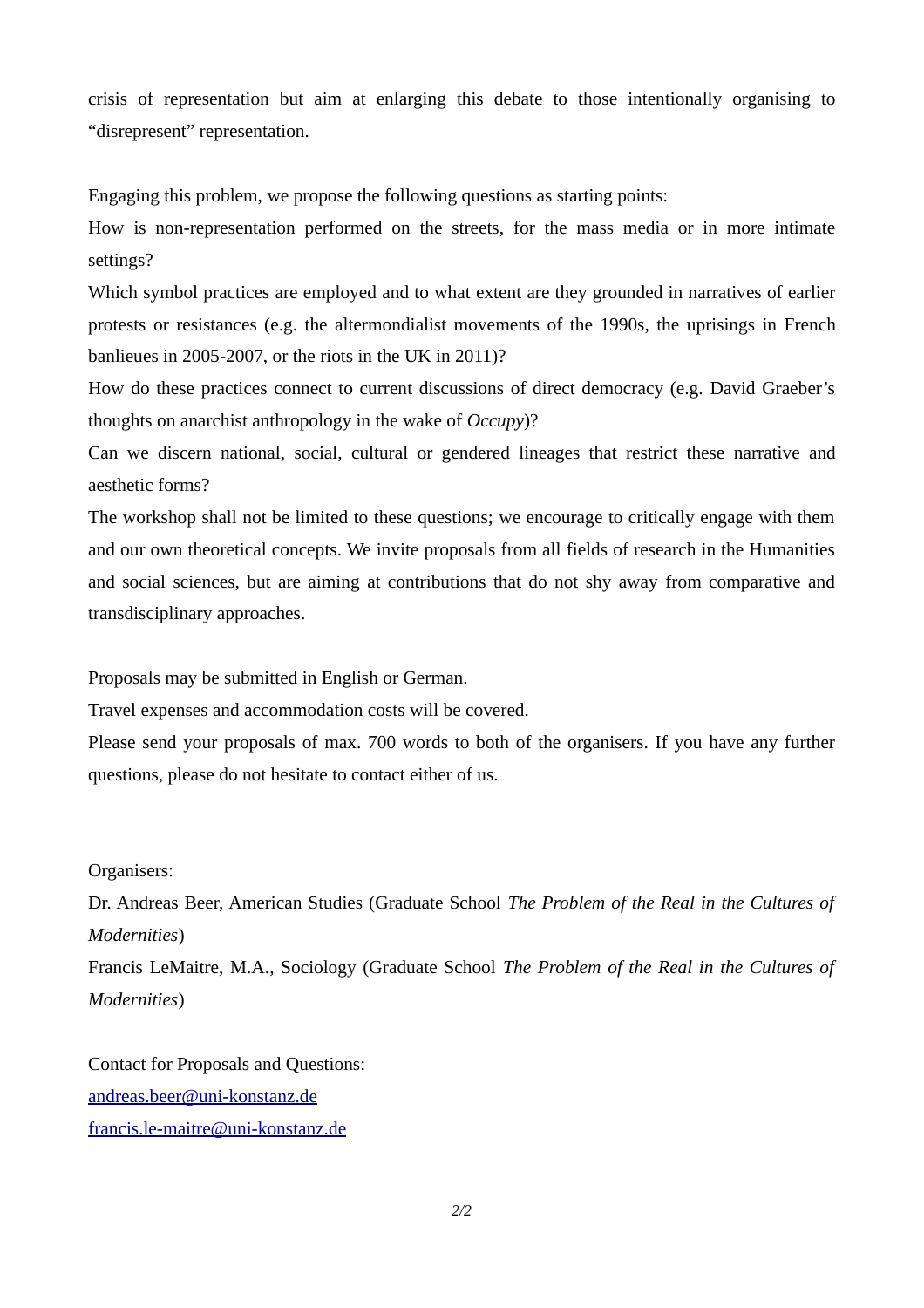crisis of representation but aim at enlarging this debate to those intentionally organising to "disrepresent" representation.

Engaging this problem, we propose the following questions as starting points:

How is non-representation performed on the streets, for the mass media or in more intimate settings?

Which symbol practices are employed and to what extent are they grounded in narratives of earlier protests or resistances (e.g. the altermondialist movements of the 1990s, the uprisings in French banlieues in 2005-2007, or the riots in the UK in 2011)?

How do these practices connect to current discussions of direct democracy (e.g. David Graeber's thoughts on anarchist anthropology in the wake of *Occupy*)?

Can we discern national, social, cultural or gendered lineages that restrict these narrative and aesthetic forms?

The workshop shall not be limited to these questions; we encourage to critically engage with them and our own theoretical concepts. We invite proposals from all fields of research in the Humanities and social sciences, but are aiming at contributions that do not shy away from comparative and transdisciplinary approaches.

Proposals may be submitted in English or German.

Travel expenses and accommodation costs will be covered.

Please send your proposals of max. 700 words to both of the organisers. If you have any further questions, please do not hesitate to contact either of us.

Organisers:

Dr. Andreas Beer, American Studies (Graduate School *The Problem of the Real in the Cultures of Modernities*)

Francis LeMaitre, M.A., Sociology (Graduate School *The Problem of the Real in the Cultures of Modernities*)

Contact for Proposals and Questions:

andreas.beer@uni-konstanz.de

francis.le-maitre@uni-konstanz.de